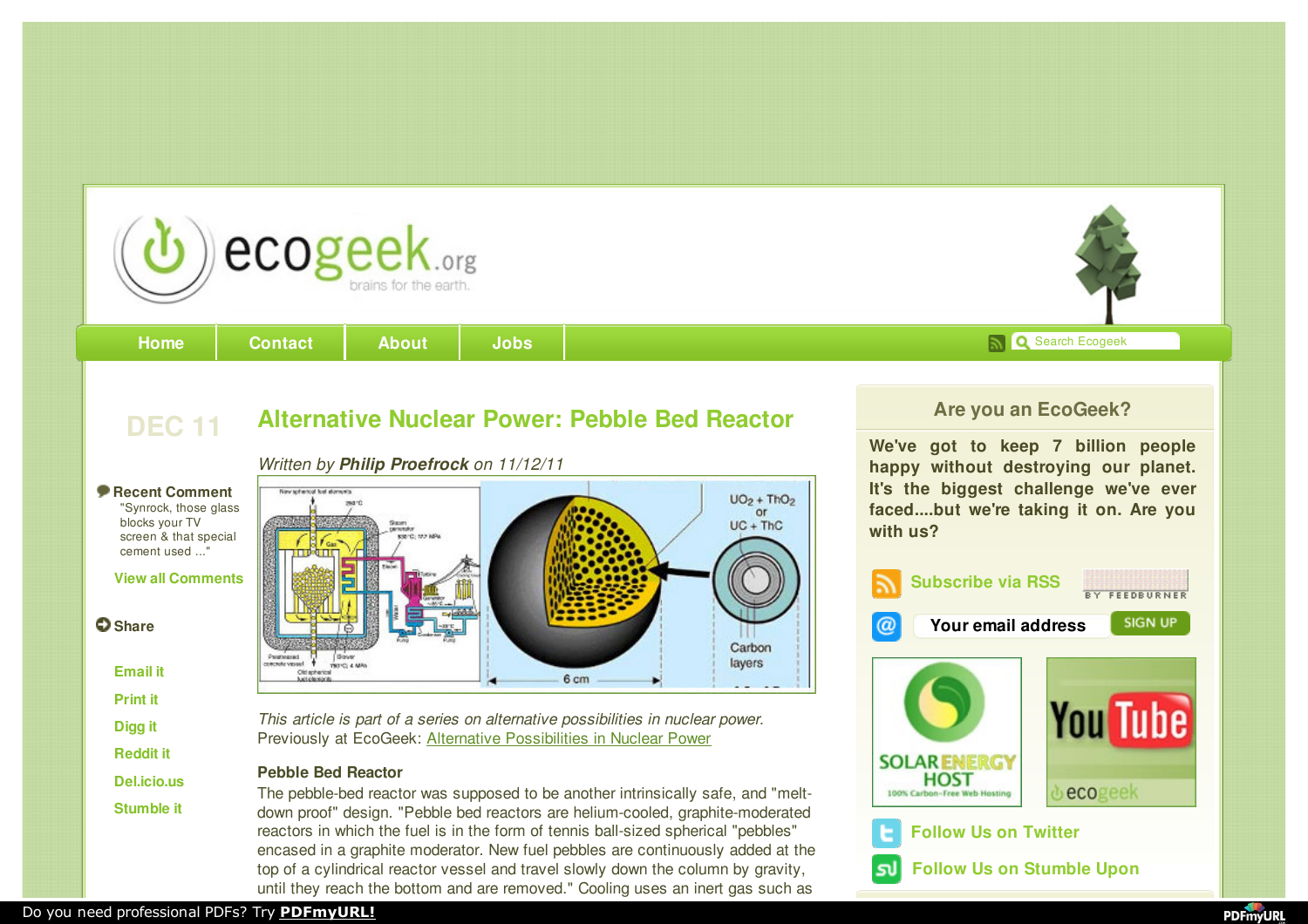ecogeek.org
brains for the earth.

Home | Contact | About | Jobs

DEC 11

# Alternative Nuclear Power: Pebble Bed Reactor

*Written by **Philip Proefrock** on 11/12/11*

**Recent Comment**
"Synrock, those glass blocks your TV screen & that special cement used ..."

View all Comments

**Share**

- Email it
- Print it
- Digg it
- Reddit it
- Del.icio.us
- Stumble it

*This article is part of a series on alternative possibilities in nuclear power.*
Previously at EcoGeek: [Alternative Possibilities in Nuclear Power]

**Pebble Bed Reactor**

The pebble-bed reactor was supposed to be another intrinsically safe, and "melt-down proof" design. "Pebble bed reactors are helium-cooled, graphite-moderated reactors in which the fuel is in the form of tennis ball-sized spherical "pebbles" encased in a graphite moderator. New fuel pebbles are continuously added at the top of a cylindrical reactor vessel and travel slowly down the column by gravity, until they reach the bottom and are removed." Cooling uses an inert gas such as

## Are you an EcoGeek?

**We've got to keep 7 billion people happy without destroying our planet. It's the biggest challenge we've ever faced....but we're taking it on. Are you with us?**

Subscribe via RSS

Your email address | SIGN UP

Follow Us on Twitter

Follow Us on Stumble Upon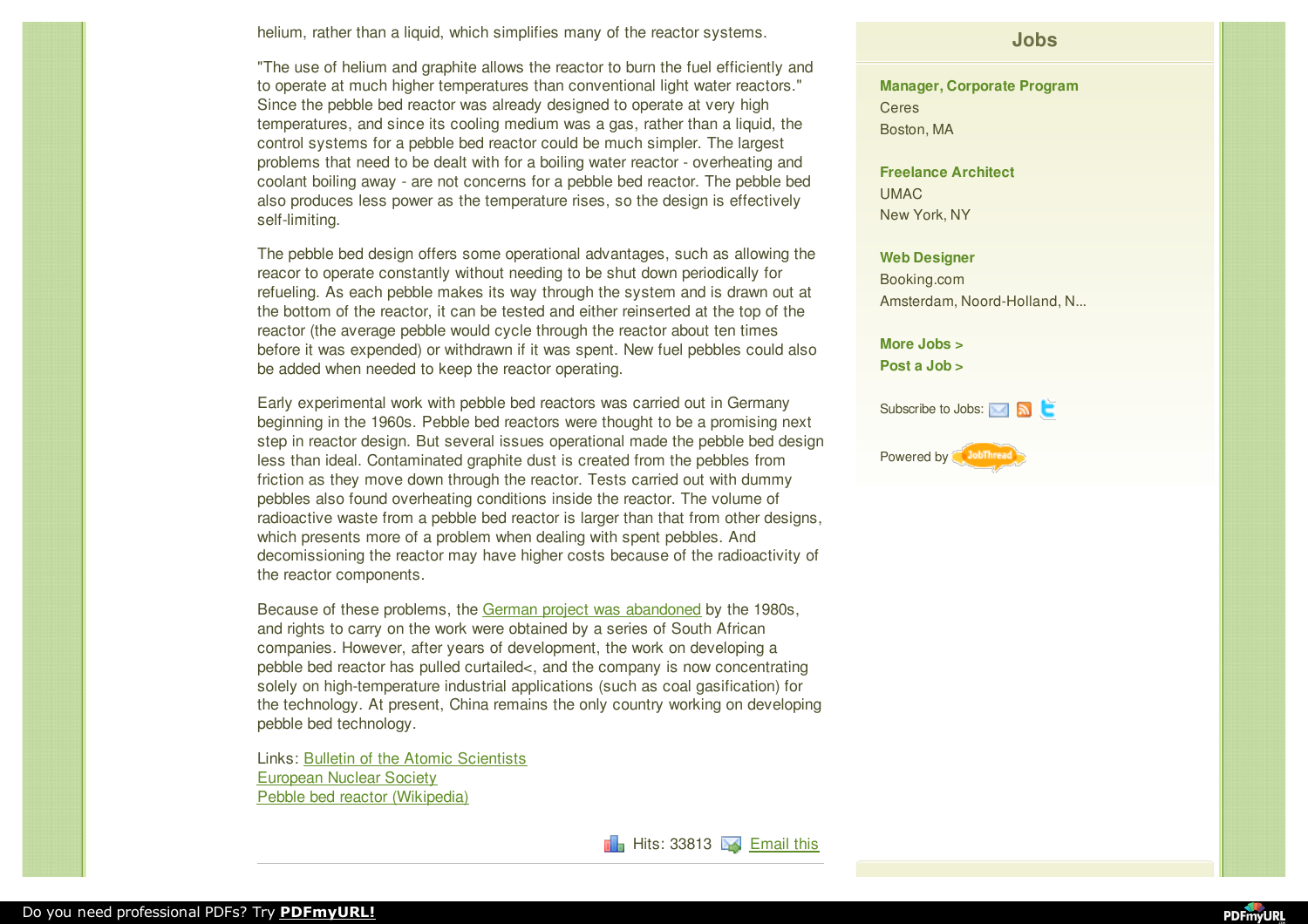helium, rather than a liquid, which simplifies many of the reactor systems.

"The use of helium and graphite allows the reactor to burn the fuel efficiently and to operate at much higher temperatures than conventional light water reactors." Since the pebble bed reactor was already designed to operate at very high temperatures, and since its cooling medium was a gas, rather than a liquid, the control systems for a pebble bed reactor could be much simpler. The largest problems that need to be dealt with for a boiling water reactor - overheating and coolant boiling away - are not concerns for a pebble bed reactor. The pebble bed also produces less power as the temperature rises, so the design is effectively self-limiting.

The pebble bed design offers some operational advantages, such as allowing the reacor to operate constantly without needing to be shut down periodically for refueling. As each pebble makes its way through the system and is drawn out at the bottom of the reactor, it can be tested and either reinserted at the top of the reactor (the average pebble would cycle through the reactor about ten times before it was expended) or withdrawn if it was spent. New fuel pebbles could also be added when needed to keep the reactor operating.

Early experimental work with pebble bed reactors was carried out in Germany beginning in the 1960s. Pebble bed reactors were thought to be a promising next step in reactor design. But several issues operational made the pebble bed design less than ideal. Contaminated graphite dust is created from the pebbles from friction as they move down through the reactor. Tests carried out with dummy pebbles also found overheating conditions inside the reactor. The volume of radioactive waste from a pebble bed reactor is larger than that from other designs, which presents more of a problem when dealing with spent pebbles. And decomissioning the reactor may have higher costs because of the radioactivity of the reactor components.

Because of these problems, the German project was abandoned by the 1980s, and rights to carry on the work were obtained by a series of South African companies. However, after years of development, the work on developing a pebble bed reactor has pulled curtailed<, and the company is now concentrating solely on high-temperature industrial applications (such as coal gasification) for the technology. At present, China remains the only country working on developing pebble bed technology.

Links: Bulletin of the Atomic Scientists
European Nuclear Society
Pebble bed reactor (Wikipedia)

Hits: 33813 Email this

## Jobs

**Manager, Corporate Program**
Ceres
Boston, MA

**Freelance Architect**
UMAC
New York, NY

**Web Designer**
Booking.com
Amsterdam, Noord-Holland, N...

**More Jobs >**
**Post a Job >**

Subscribe to Jobs:

Powered by JobThread